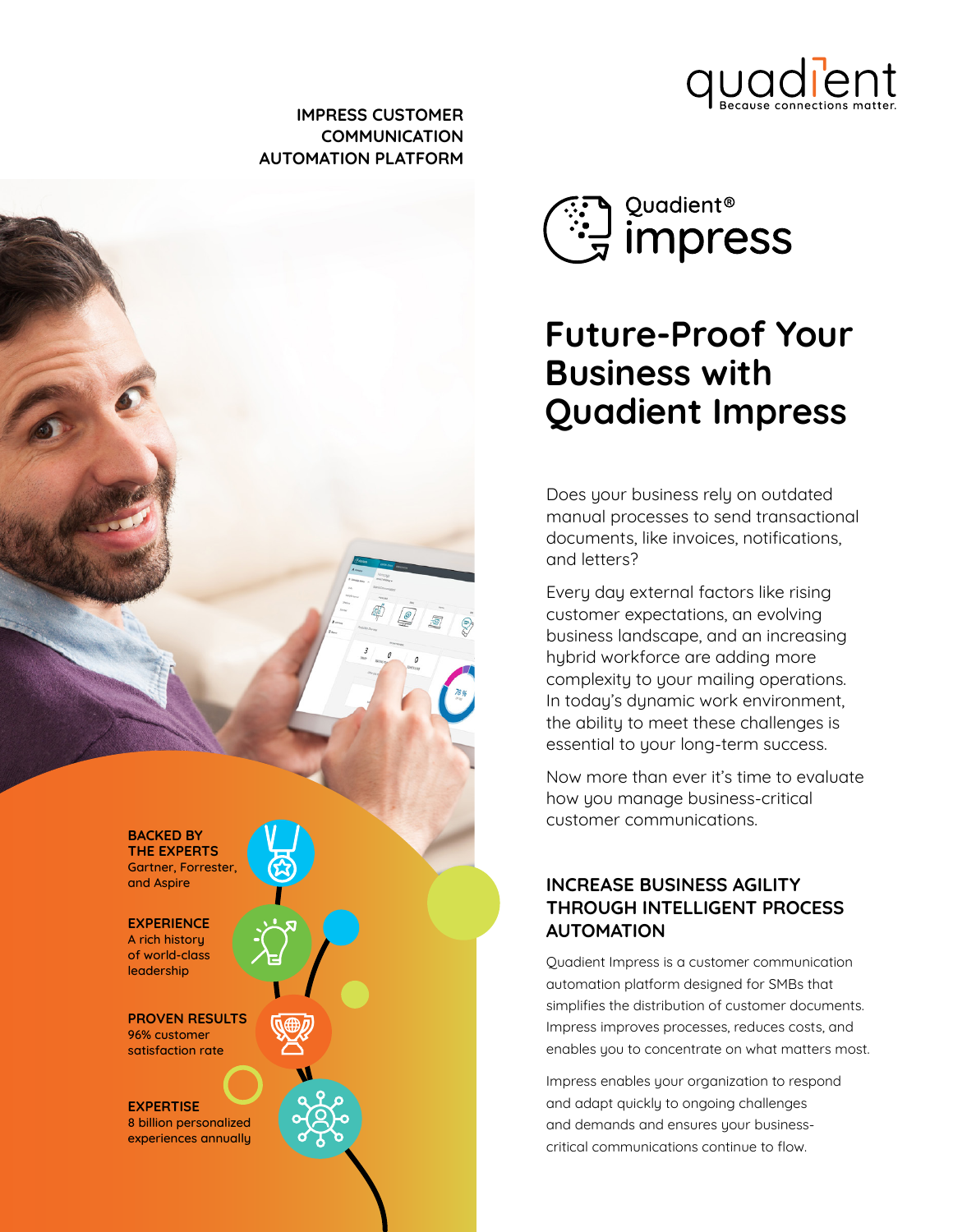IMPRESS CUSTOMER COMMUNICATION AUTOMATION PLATFORM

quadient
Because connections matter.

Quadient® impress

# Future-Proof Your Business with Quadient Impress

Does your business rely on outdated manual processes to send transactional documents, like invoices, notifications, and letters?

Every day external factors like rising customer expectations, an evolving business landscape, and an increasing hybrid workforce are adding more complexity to your mailing operations. In today's dynamic work environment, the ability to meet these challenges is essential to your long-term success.

Now more than ever it's time to evaluate how you manage business-critical customer communications.

## INCREASE BUSINESS AGILITY THROUGH INTELLIGENT PROCESS AUTOMATION

Quadient Impress is a customer communication automation platform designed for SMBs that simplifies the distribution of customer documents. Impress improves processes, reduces costs, and enables you to concentrate on what matters most.

Impress enables your organization to respond and adapt quickly to ongoing challenges and demands and ensures your business-critical communications continue to flow.

**BACKED BY THE EXPERTS**
Gartner, Forrester, and Aspire

**EXPERIENCE**
A rich history of world-class leadership

**PROVEN RESULTS**
96% customer satisfaction rate

**EXPERTISE**
8 billion personalized experiences annually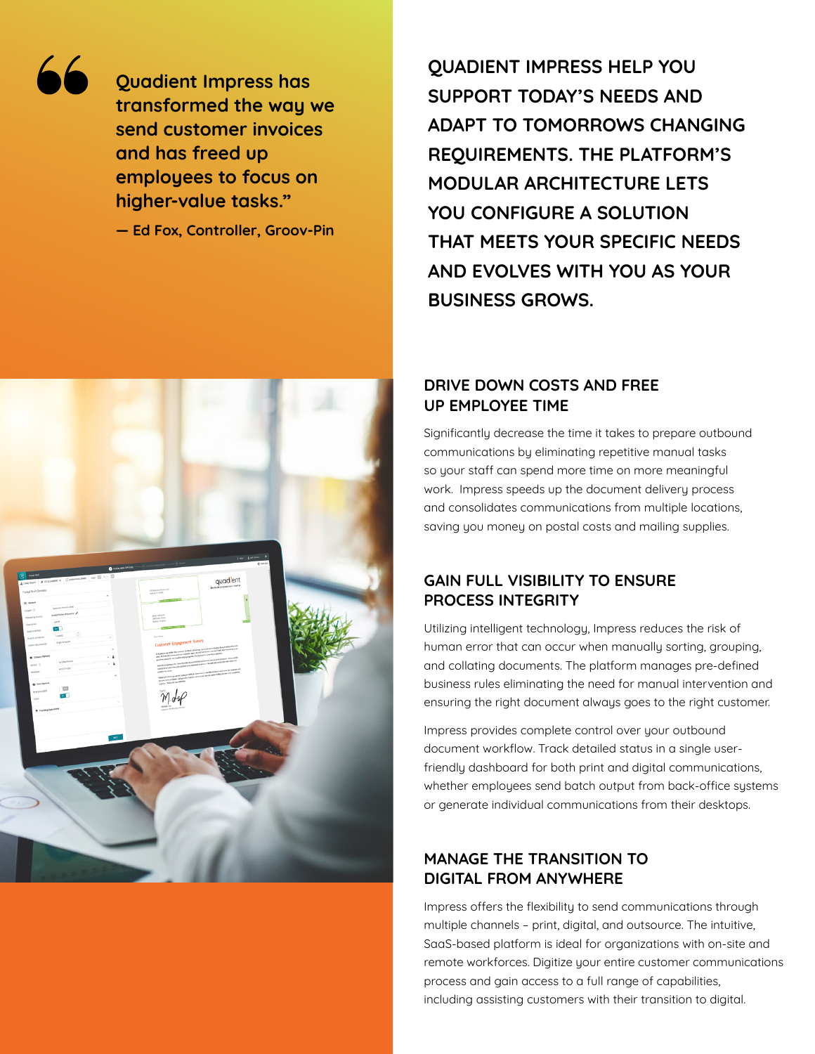> Quadient Impress has transformed the way we send customer invoices and has freed up employees to focus on higher-value tasks."
>
> — Ed Fox, Controller, Groov-Pin

**QUADIENT IMPRESS HELP YOU SUPPORT TODAY'S NEEDS AND ADAPT TO TOMORROWS CHANGING REQUIREMENTS. THE PLATFORM'S MODULAR ARCHITECTURE LETS YOU CONFIGURE A SOLUTION THAT MEETS YOUR SPECIFIC NEEDS AND EVOLVES WITH YOU AS YOUR BUSINESS GROWS.**

## DRIVE DOWN COSTS AND FREE UP EMPLOYEE TIME

Significantly decrease the time it takes to prepare outbound communications by eliminating repetitive manual tasks so your staff can spend more time on more meaningful work. Impress speeds up the document delivery process and consolidates communications from multiple locations, saving you money on postal costs and mailing supplies.

## GAIN FULL VISIBILITY TO ENSURE PROCESS INTEGRITY

Utilizing intelligent technology, Impress reduces the risk of human error that can occur when manually sorting, grouping, and collating documents. The platform manages pre-defined business rules eliminating the need for manual intervention and ensuring the right document always goes to the right customer.

Impress provides complete control over your outbound document workflow. Track detailed status in a single user-friendly dashboard for both print and digital communications, whether employees send batch output from back-office systems or generate individual communications from their desktops.

## MANAGE THE TRANSITION TO DIGITAL FROM ANYWHERE

Impress offers the flexibility to send communications through multiple channels – print, digital, and outsource. The intuitive, SaaS-based platform is ideal for organizations with on-site and remote workforces. Digitize your entire customer communications process and gain access to a full range of capabilities, including assisting customers with their transition to digital.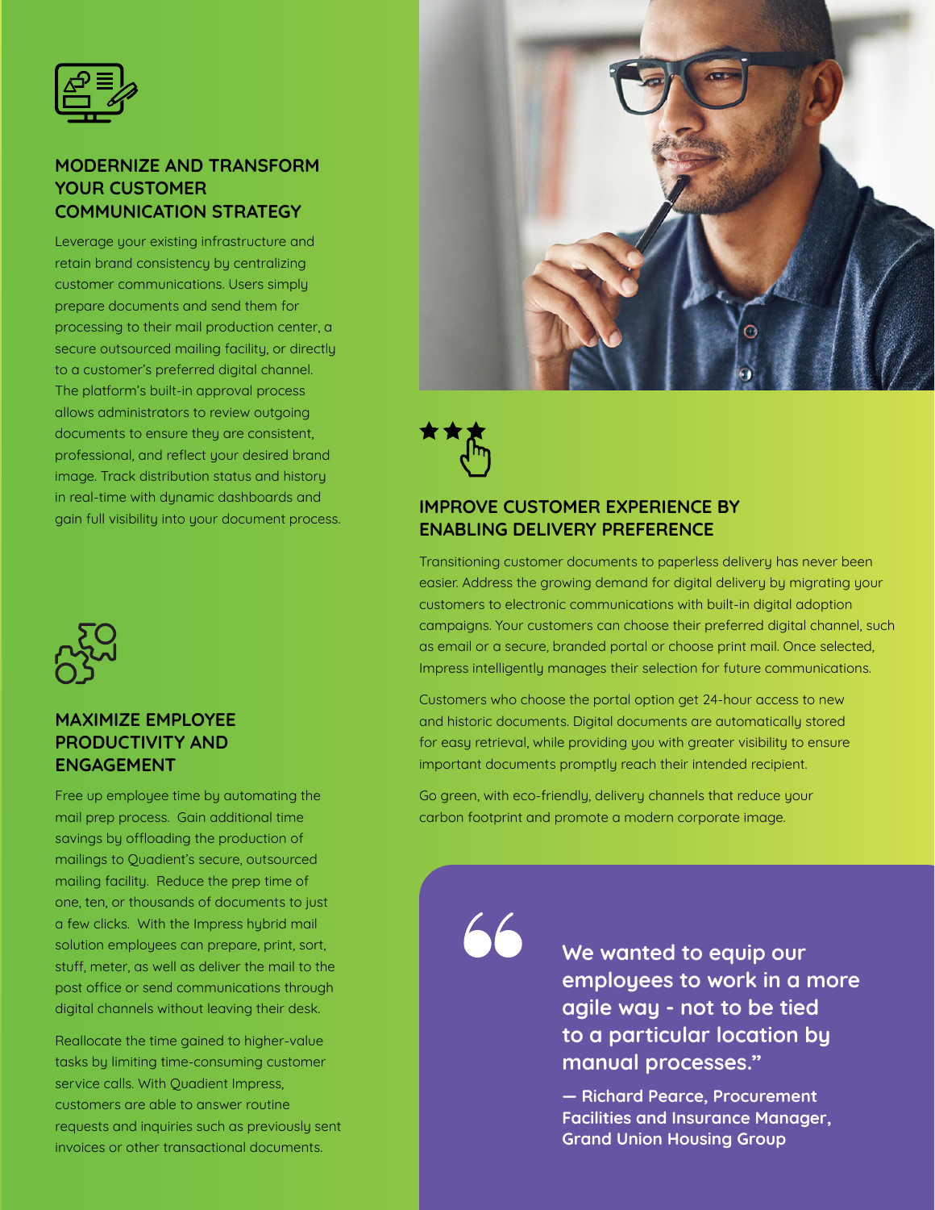## MODERNIZE AND TRANSFORM YOUR CUSTOMER COMMUNICATION STRATEGY

Leverage your existing infrastructure and retain brand consistency by centralizing customer communications. Users simply prepare documents and send them for processing to their mail production center, a secure outsourced mailing facility, or directly to a customer's preferred digital channel. The platform's built-in approval process allows administrators to review outgoing documents to ensure they are consistent, professional, and reflect your desired brand image. Track distribution status and history in real-time with dynamic dashboards and gain full visibility into your document process.

## MAXIMIZE EMPLOYEE PRODUCTIVITY AND ENGAGEMENT

Free up employee time by automating the mail prep process. Gain additional time savings by offloading the production of mailings to Quadient's secure, outsourced mailing facility. Reduce the prep time of one, ten, or thousands of documents to just a few clicks. With the Impress hybrid mail solution employees can prepare, print, sort, stuff, meter, as well as deliver the mail to the post office or send communications through digital channels without leaving their desk.

Reallocate the time gained to higher-value tasks by limiting time-consuming customer service calls. With Quadient Impress, customers are able to answer routine requests and inquiries such as previously sent invoices or other transactional documents.

## IMPROVE CUSTOMER EXPERIENCE BY ENABLING DELIVERY PREFERENCE

Transitioning customer documents to paperless delivery has never been easier. Address the growing demand for digital delivery by migrating your customers to electronic communications with built-in digital adoption campaigns. Your customers can choose their preferred digital channel, such as email or a secure, branded portal or choose print mail. Once selected, Impress intelligently manages their selection for future communications.

Customers who choose the portal option get 24-hour access to new and historic documents. Digital documents are automatically stored for easy retrieval, while providing you with greater visibility to ensure important documents promptly reach their intended recipient.

Go green, with eco-friendly, delivery channels that reduce your carbon footprint and promote a modern corporate image.

> **We wanted to equip our employees to work in a more agile way - not to be tied to a particular location by manual processes."**
>
> **— Richard Pearce, Procurement Facilities and Insurance Manager, Grand Union Housing Group**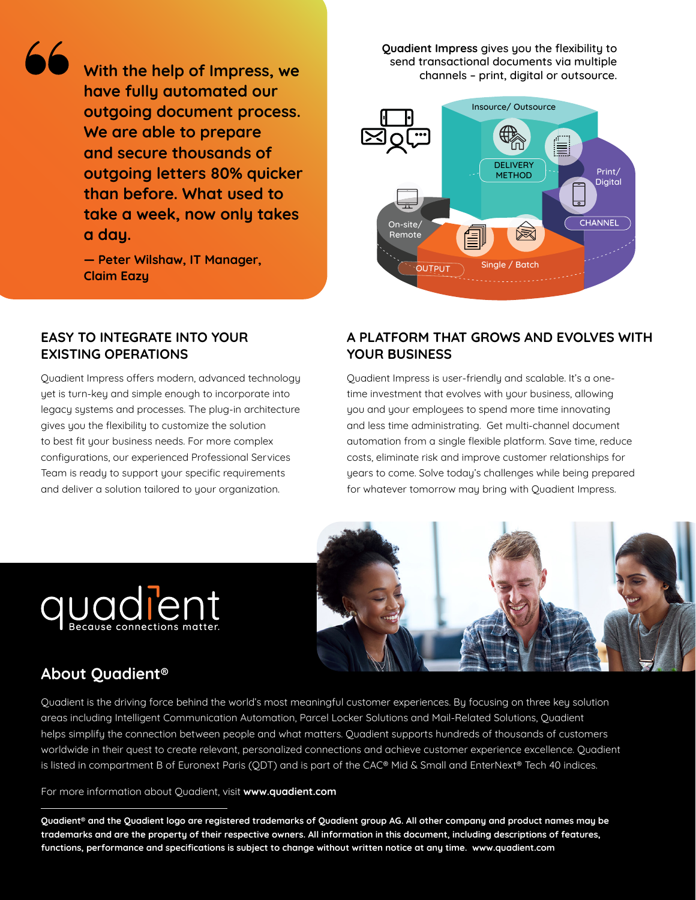> With the help of Impress, we have fully automated our outgoing document process. We are able to prepare and secure thousands of outgoing letters 80% quicker than before. What used to take a week, now only takes a day.
>
> — Peter Wilshaw, IT Manager, Claim Eazy

**Quadient Impress** gives you the flexibility to send transactional documents via multiple channels – print, digital or outsource.

Insource/ Outsource

DELIVERY METHOD

Print/ Digital

CHANNEL

On-site/ Remote

OUTPUT

Single / Batch

## EASY TO INTEGRATE INTO YOUR EXISTING OPERATIONS

Quadient Impress offers modern, advanced technology yet is turn-key and simple enough to incorporate into legacy systems and processes. The plug-in architecture gives you the flexibility to customize the solution to best fit your business needs. For more complex configurations, our experienced Professional Services Team is ready to support your specific requirements and deliver a solution tailored to your organization.

## A PLATFORM THAT GROWS AND EVOLVES WITH YOUR BUSINESS

Quadient Impress is user-friendly and scalable. It's a one-time investment that evolves with your business, allowing you and your employees to spend more time innovating and less time administrating. Get multi-channel document automation from a single flexible platform. Save time, reduce costs, eliminate risk and improve customer relationships for years to come. Solve today's challenges while being prepared for whatever tomorrow may bring with Quadient Impress.

quadient
Because connections matter.

## About Quadient®

Quadient is the driving force behind the world's most meaningful customer experiences. By focusing on three key solution areas including Intelligent Communication Automation, Parcel Locker Solutions and Mail-Related Solutions, Quadient helps simplify the connection between people and what matters. Quadient supports hundreds of thousands of customers worldwide in their quest to create relevant, personalized connections and achieve customer experience excellence. Quadient is listed in compartment B of Euronext Paris (QDT) and is part of the CAC® Mid & Small and EnterNext® Tech 40 indices.

For more information about Quadient, visit **www.quadient.com**

**Quadient® and the Quadient logo are registered trademarks of Quadient group AG. All other company and product names may be trademarks and are the property of their respective owners. All information in this document, including descriptions of features, functions, performance and specifications is subject to change without written notice at any time. www.quadient.com**